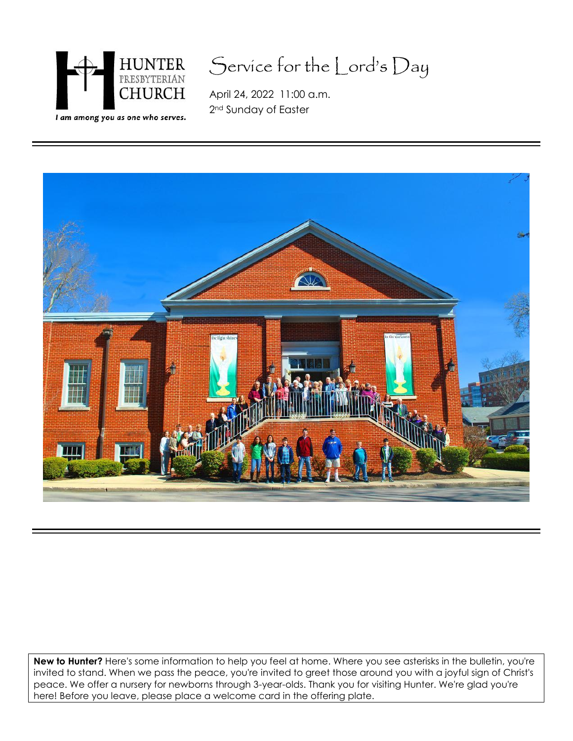HUNTER PRESBYTERIAN CHURCH

*I am among you as one who serves.*

# Service for the Lord's Day

April 24, 2022 11:00 a.m.
2nd Sunday of Easter

**New to Hunter?** Here's some information to help you feel at home. Where you see asterisks in the bulletin, you're invited to stand. When we pass the peace, you're invited to greet those around you with a joyful sign of Christ's peace. We offer a nursery for newborns through 3-year-olds. Thank you for visiting Hunter. We're glad you're here! Before you leave, please place a welcome card in the offering plate.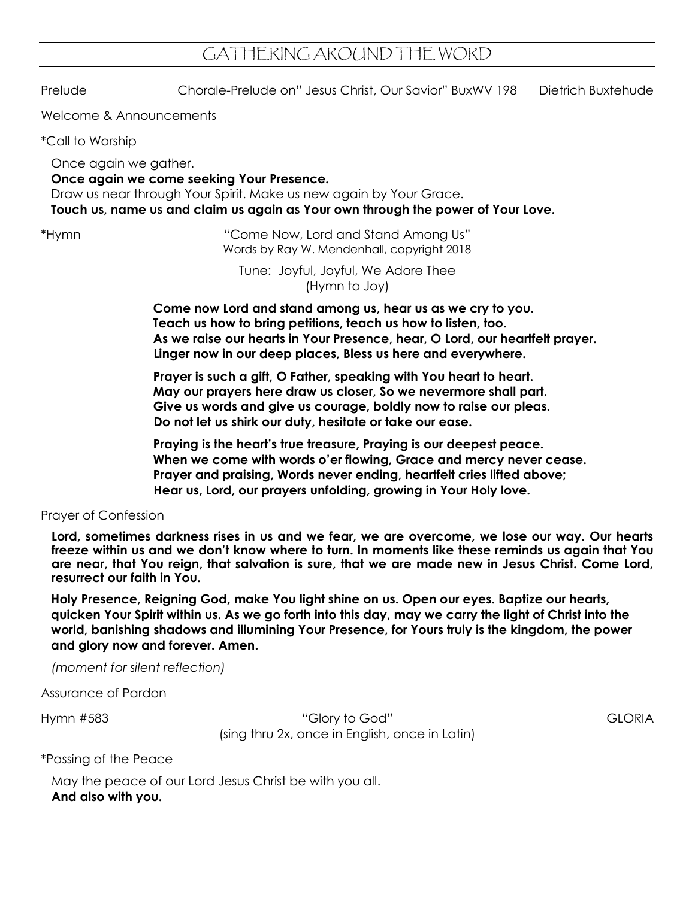# GATHERING AROUND THE WORD

Prelude — Chorale-Prelude on" Jesus Christ, Our Savior" BuxWV 198 — Dietrich Buxtehude

Welcome & Announcements

*Call to Worship

Once again we gather.
**Once again we come seeking Your Presence.**
Draw us near through Your Spirit. Make us new again by Your Grace.
**Touch us, name us and claim us again as Your own through the power of Your Love.**

*Hymn — "Come Now, Lord and Stand Among Us"
Words by Ray W. Mendenhall, copyright 2018

Tune: Joyful, Joyful, We Adore Thee
(Hymn to Joy)

**Come now Lord and stand among us, hear us as we cry to you.**
**Teach us how to bring petitions, teach us how to listen, too.**
**As we raise our hearts in Your Presence, hear, O Lord, our heartfelt prayer.**
**Linger now in our deep places, Bless us here and everywhere.**

**Prayer is such a gift, O Father, speaking with You heart to heart.**
**May our prayers here draw us closer, So we nevermore shall part.**
**Give us words and give us courage, boldly now to raise our pleas.**
**Do not let us shirk our duty, hesitate or take our ease.**

**Praying is the heart's true treasure, Praying is our deepest peace.**
**When we come with words o'er flowing, Grace and mercy never cease.**
**Prayer and praising, Words never ending, heartfelt cries lifted above;**
**Hear us, Lord, our prayers unfolding, growing in Your Holy love.**

Prayer of Confession

**Lord, sometimes darkness rises in us and we fear, we are overcome, we lose our way. Our hearts freeze within us and we don't know where to turn. In moments like these reminds us again that You are near, that You reign, that salvation is sure, that we are made new in Jesus Christ. Come Lord, resurrect our faith in You.**

**Holy Presence, Reigning God, make You light shine on us. Open our eyes. Baptize our hearts, quicken Your Spirit within us. As we go forth into this day, may we carry the light of Christ into the world, banishing shadows and illumining Your Presence, for Yours truly is the kingdom, the power and glory now and forever. Amen.**

*(moment for silent reflection)*

Assurance of Pardon

Hymn #583 — "Glory to God" — GLORIA
(sing thru 2x, once in English, once in Latin)

*Passing of the Peace

May the peace of our Lord Jesus Christ be with you all.
**And also with you.**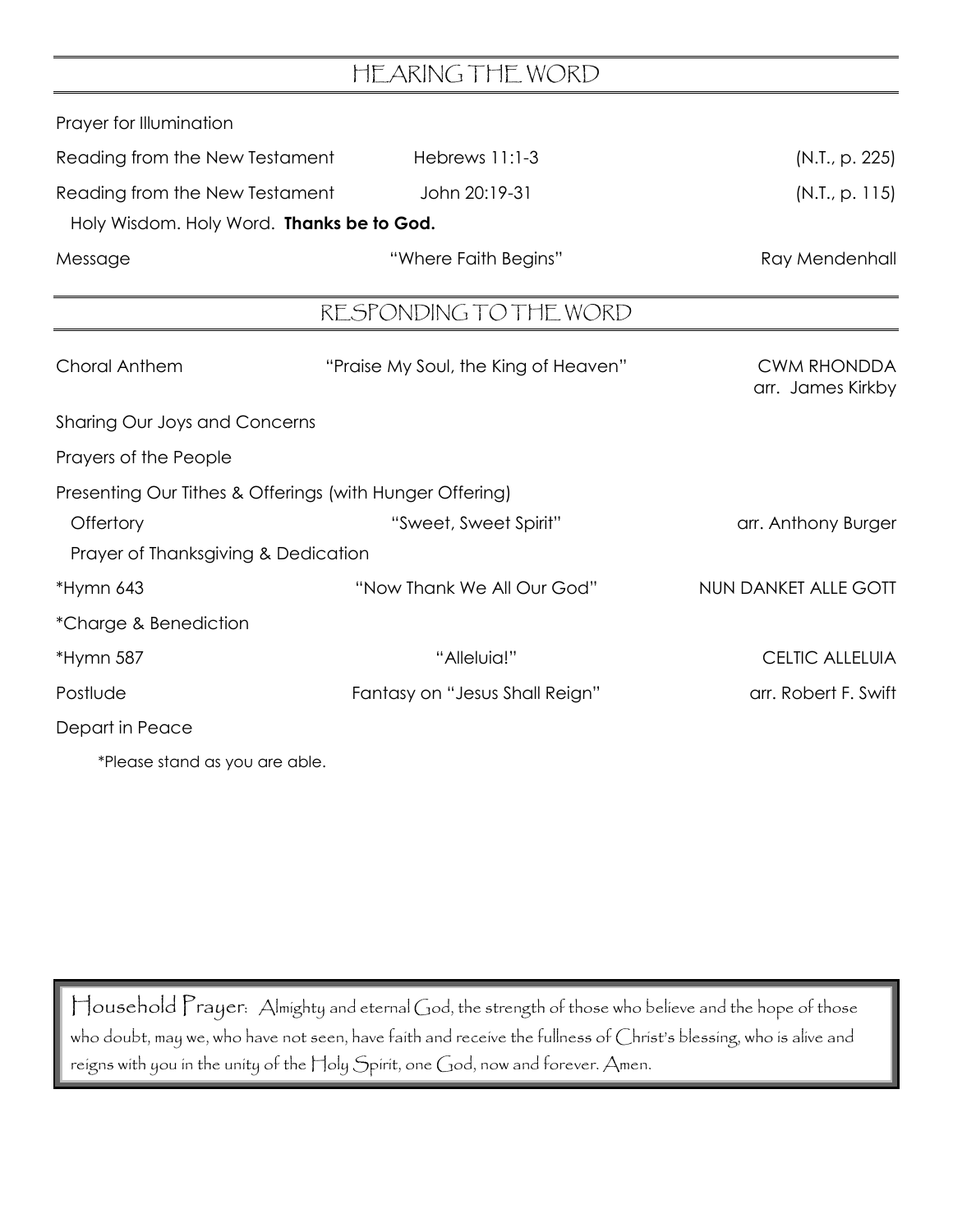## HEARING THE WORD

| | | |
|---|---|---|
| Prayer for Illumination | | |
| Reading from the New Testament | Hebrews 11:1-3 | (N.T., p. 225) |
| Reading from the New Testament | John 20:19-31 | (N.T., p. 115) |
| Holy Wisdom. Holy Word. **Thanks be to God.** | | |
| Message | "Where Faith Begins" | Ray Mendenhall |

## RESPONDING TO THE WORD

| | | |
|---|---|---|
| Choral Anthem | "Praise My Soul, the King of Heaven" | CWM RHONDDA arr. James Kirkby |
| Sharing Our Joys and Concerns | | |
| Prayers of the People | | |
| Presenting Our Tithes & Offerings (with Hunger Offering) | | |
| Offertory | "Sweet, Sweet Spirit" | arr. Anthony Burger |
| Prayer of Thanksgiving & Dedication | | |
| *Hymn 643 | "Now Thank We All Our God" | NUN DANKET ALLE GOTT |
| *Charge & Benediction | | |
| *Hymn 587 | "Alleluia!" | CELTIC ALLELUIA |
| Postlude | Fantasy on "Jesus Shall Reign" | arr. Robert F. Swift |
| Depart in Peace | | |

*Please stand as you are able.

Household Prayer: Almighty and eternal God, the strength of those who believe and the hope of those who doubt, may we, who have not seen, have faith and receive the fullness of Christ's blessing, who is alive and reigns with you in the unity of the Holy Spirit, one God, now and forever. Amen.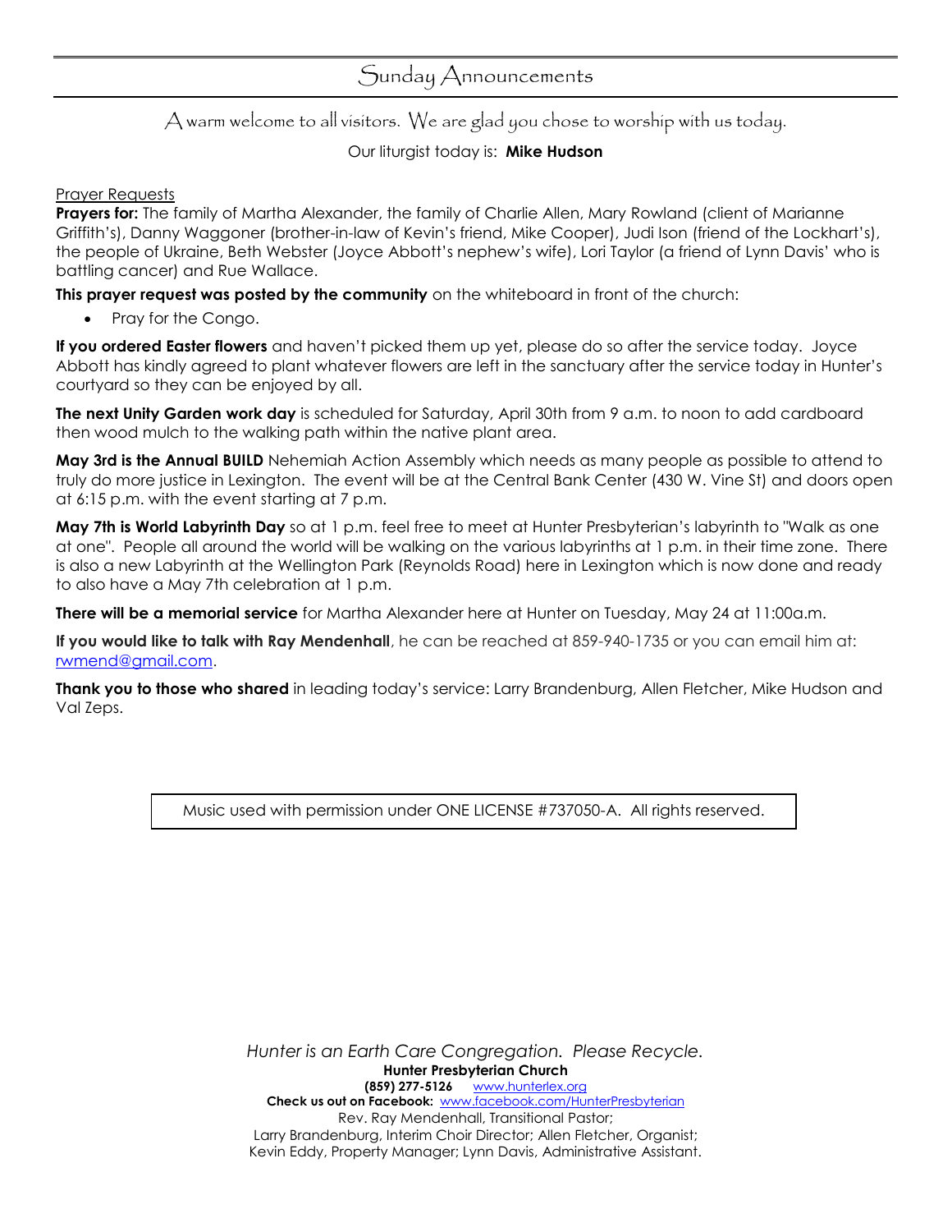# Sunday Announcements

A warm welcome to all visitors. We are glad you chose to worship with us today.

Our liturgist today is: **Mike Hudson**

Prayer Requests

**Prayers for:** The family of Martha Alexander, the family of Charlie Allen, Mary Rowland (client of Marianne Griffith's), Danny Waggoner (brother-in-law of Kevin's friend, Mike Cooper), Judi Ison (friend of the Lockhart's), the people of Ukraine, Beth Webster (Joyce Abbott's nephew's wife), Lori Taylor (a friend of Lynn Davis' who is battling cancer) and Rue Wallace.

**This prayer request was posted by the community** on the whiteboard in front of the church:

- Pray for the Congo.

**If you ordered Easter flowers** and haven't picked them up yet, please do so after the service today. Joyce Abbott has kindly agreed to plant whatever flowers are left in the sanctuary after the service today in Hunter's courtyard so they can be enjoyed by all.

**The next Unity Garden work day** is scheduled for Saturday, April 30th from 9 a.m. to noon to add cardboard then wood mulch to the walking path within the native plant area.

**May 3rd is the Annual BUILD** Nehemiah Action Assembly which needs as many people as possible to attend to truly do more justice in Lexington. The event will be at the Central Bank Center (430 W. Vine St) and doors open at 6:15 p.m. with the event starting at 7 p.m.

**May 7th is World Labyrinth Day** so at 1 p.m. feel free to meet at Hunter Presbyterian's labyrinth to "Walk as one at one". People all around the world will be walking on the various labyrinths at 1 p.m. in their time zone. There is also a new Labyrinth at the Wellington Park (Reynolds Road) here in Lexington which is now done and ready to also have a May 7th celebration at 1 p.m.

**There will be a memorial service** for Martha Alexander here at Hunter on Tuesday, May 24 at 11:00a.m.

**If you would like to talk with Ray Mendenhall**, he can be reached at 859-940-1735 or you can email him at: rwmend@gmail.com.

**Thank you to those who shared** in leading today's service: Larry Brandenburg, Allen Fletcher, Mike Hudson and Val Zeps.

Music used with permission under ONE LICENSE #737050-A. All rights reserved.

*Hunter is an Earth Care Congregation. Please Recycle.*

**Hunter Presbyterian Church**

**(859) 277-5126** www.hunterlex.org

**Check us out on Facebook:** www.facebook.com/HunterPresbyterian

Rev. Ray Mendenhall, Transitional Pastor;
Larry Brandenburg, Interim Choir Director; Allen Fletcher, Organist;
Kevin Eddy, Property Manager; Lynn Davis, Administrative Assistant.